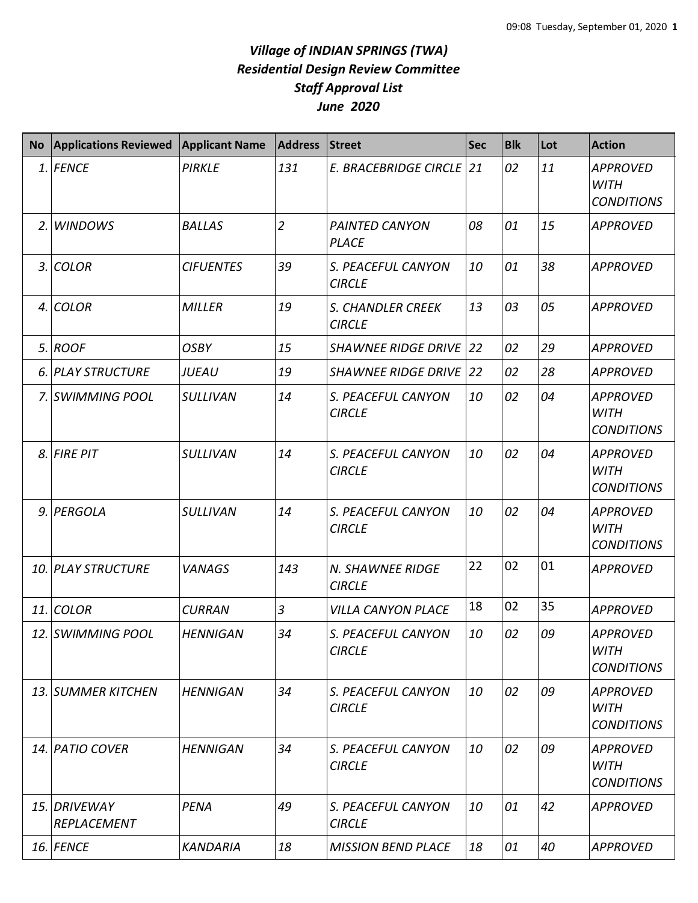# *Village of INDIAN SPRINGS (TWA)*
## *Residential Design Review Committee*
## *Staff Approval List*
## *June 2020*

| No | Applications Reviewed | Applicant Name | Address | Street | Sec | Blk | Lot | Action |
|---|---|---|---|---|---|---|---|---|
| *1.* | *FENCE* | *PIRKLE* | *131* | *E. BRACEBRIDGE CIRCLE* | *21* | *02* | *11* | *APPROVED WITH CONDITIONS* |
| *2.* | *WINDOWS* | *BALLAS* | *2* | *PAINTED CANYON PLACE* | *08* | *01* | *15* | *APPROVED* |
| *3.* | *COLOR* | *CIFUENTES* | *39* | *S. PEACEFUL CANYON CIRCLE* | *10* | *01* | *38* | *APPROVED* |
| *4.* | *COLOR* | *MILLER* | *19* | *S. CHANDLER CREEK CIRCLE* | *13* | *03* | *05* | *APPROVED* |
| *5.* | *ROOF* | *OSBY* | *15* | *SHAWNEE RIDGE DRIVE* | *22* | *02* | *29* | *APPROVED* |
| *6.* | *PLAY STRUCTURE* | *JUEAU* | *19* | *SHAWNEE RIDGE DRIVE* | *22* | *02* | *28* | *APPROVED* |
| *7.* | *SWIMMING POOL* | *SULLIVAN* | *14* | *S. PEACEFUL CANYON CIRCLE* | *10* | *02* | *04* | *APPROVED WITH CONDITIONS* |
| *8.* | *FIRE PIT* | *SULLIVAN* | *14* | *S. PEACEFUL CANYON CIRCLE* | *10* | *02* | *04* | *APPROVED WITH CONDITIONS* |
| *9.* | *PERGOLA* | *SULLIVAN* | *14* | *S. PEACEFUL CANYON CIRCLE* | *10* | *02* | *04* | *APPROVED WITH CONDITIONS* |
| *10.* | *PLAY STRUCTURE* | *VANAGS* | *143* | *N. SHAWNEE RIDGE CIRCLE* | 22 | 02 | 01 | *APPROVED* |
| *11.* | *COLOR* | *CURRAN* | *3* | *VILLA CANYON PLACE* | 18 | 02 | 35 | *APPROVED* |
| *12.* | *SWIMMING POOL* | *HENNIGAN* | *34* | *S. PEACEFUL CANYON CIRCLE* | *10* | *02* | *09* | *APPROVED WITH CONDITIONS* |
| *13.* | *SUMMER KITCHEN* | *HENNIGAN* | *34* | *S. PEACEFUL CANYON CIRCLE* | *10* | *02* | *09* | *APPROVED WITH CONDITIONS* |
| *14.* | *PATIO COVER* | *HENNIGAN* | *34* | *S. PEACEFUL CANYON CIRCLE* | *10* | *02* | *09* | *APPROVED WITH CONDITIONS* |
| *15.* | *DRIVEWAY REPLACEMENT* | *PENA* | *49* | *S. PEACEFUL CANYON CIRCLE* | *10* | *01* | *42* | *APPROVED* |
| *16.* | *FENCE* | *KANDARIA* | *18* | *MISSION BEND PLACE* | *18* | *01* | *40* | *APPROVED* |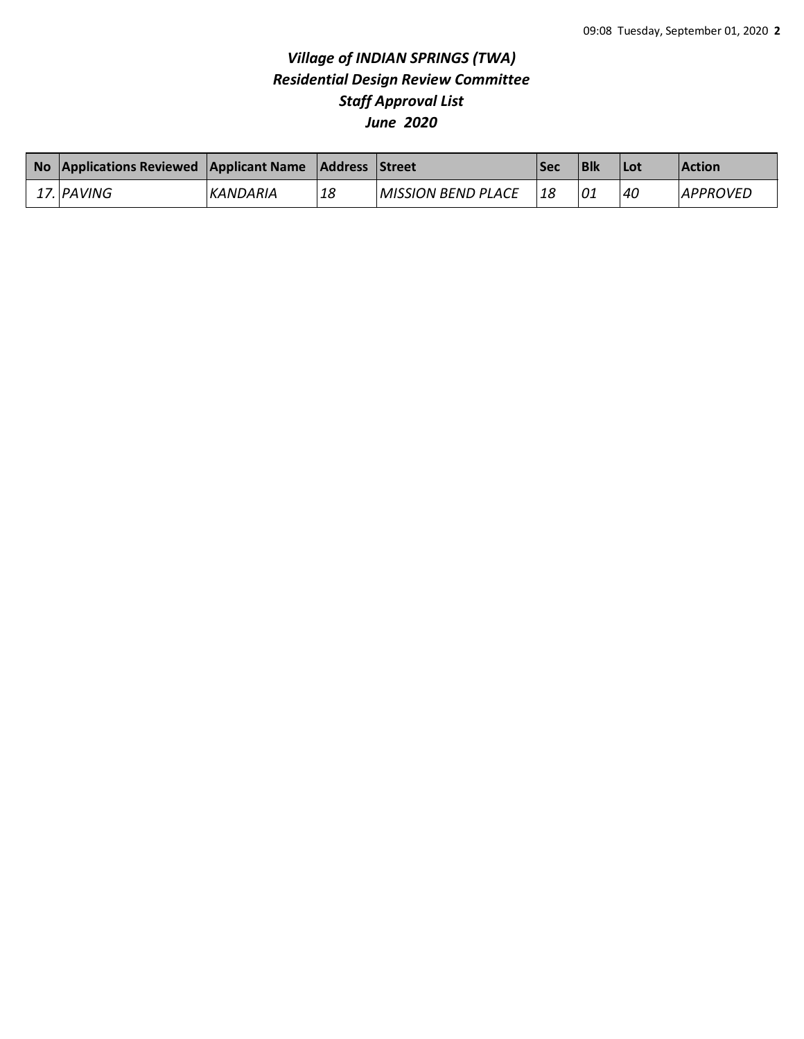# *Village of INDIAN SPRINGS (TWA)*
## *Residential Design Review Committee*
## *Staff Approval List*
## *June 2020*

| No | Applications Reviewed | Applicant Name | Address | Street | Sec | Blk | Lot | Action |
|---|---|---|---|---|---|---|---|---|
| *17.* | *PAVING* | *KANDARIA* | *18* | *MISSION BEND PLACE* | *18* | *01* | *40* | *APPROVED* |